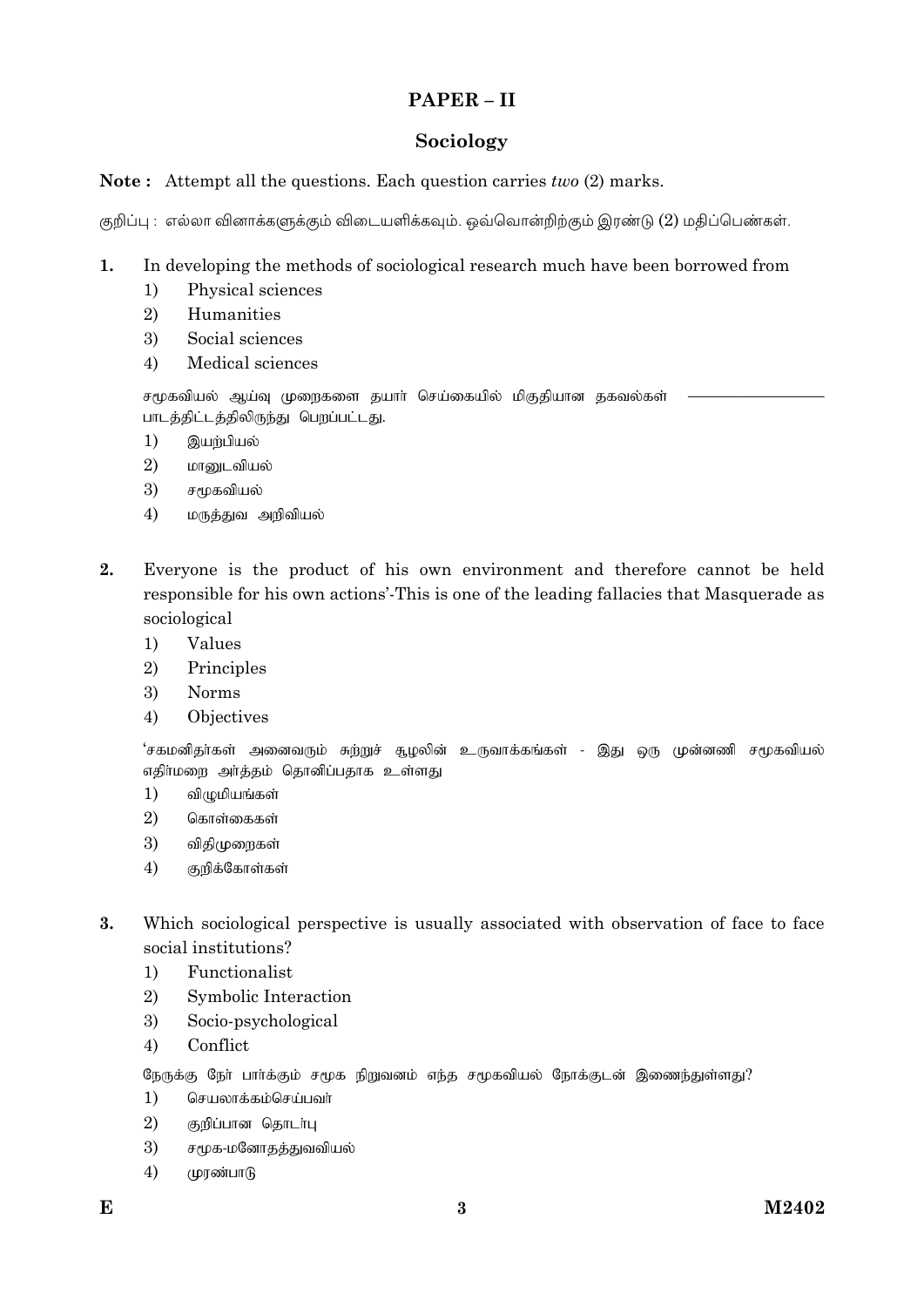## PAPER – II

### Sociology

**Note :** Attempt all the questions. Each question carries *two* (2) marks.

குறிப்பு : எல்லா வினாக்களுக்கும் விடையளிக்கவும். ஒவ்வொன்றிற்கும் இரண்டு (2) மதிப்பெண்கள்.

**1.** In developing the methods of sociological research much have been borrowed from

1) Physical sciences
2) Humanities
3) Social sciences
4) Medical sciences

சமூகவியல் ஆய்வு முறைகளை தயார் செய்கையில் மிகுதியான தகவல்கள் ———————— பாடத்திட்டத்திலிருந்து பெறப்பட்டது.

1) இயற்பியல்
2) மானுடவியல்
3) சமூகவியல்
4) மருத்துவ அறிவியல்

**2.** Everyone is the product of his own environment and therefore cannot be held responsible for his own actions'-This is one of the leading fallacies that Masquerade as sociological

1) Values
2) Principles
3) Norms
4) Objectives

'சகமனிதர்கள் அனைவரும் சுற்றுச் சூழலின் உருவாக்கங்கள் - இது ஒரு முன்னணி சமூகவியல் எதிர்மறை அர்த்தம் தொனிப்பதாக உள்ளது

1) விழுமியங்கள்
2) கொள்கைகள்
3) விதிமுறைகள்
4) குறிக்கோள்கள்

**3.** Which sociological perspective is usually associated with observation of face to face social institutions?

1) Functionalist
2) Symbolic Interaction
3) Socio-psychological
4) Conflict

நேருக்கு நேர் பார்க்கும் சமூக நிறுவனம் எந்த சமூகவியல் நோக்குடன் இணைந்துள்ளது?

1) செயலாக்கம்செய்பவர்
2) குறிப்பான தொடர்பு
3) சமூக-மனோதத்துவவியல்
4) முரண்பாடு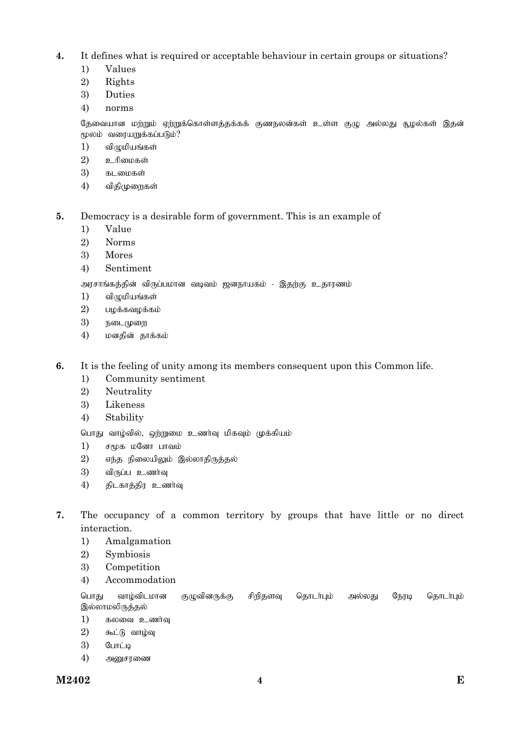4. It defines what is required or acceptable behaviour in certain groups or situations?
   1) Values
   2) Rights
   3) Duties
   4) norms

   தேவையான மற்றும் ஏற்றுக்கொள்ளத்தக்கக் குணநலன்கள் உள்ள குழு அல்லது சூழல்கள் இதன் மூலம் வரையறுக்கப்படும்?
   1) விழுமியங்கள்
   2) உரிமைகள்
   3) கடமைகள்
   4) விதிமுறைகள்

5. Democracy is a desirable form of government. This is an example of
   1) Value
   2) Norms
   3) Mores
   4) Sentiment

   அரசாங்கத்தின் விருப்பமான வடிவம் ஜனநாயகம் - இதற்கு உதாரணம்
   1) விழுமியங்கள்
   2) பழக்கவழக்கம்
   3) நடைமுறை
   4) மனதின் தாக்கம்

6. It is the feeling of unity among its members consequent upon this Common life.
   1) Community sentiment
   2) Neutrality
   3) Likeness
   4) Stability

   பொது வாழ்வில், ஒற்றுமை உணர்வு மிகவும் முக்கியம்
   1) சமூக மனோ பாவம்
   2) எந்த நிலையிலும் இல்லாதிருத்தல்
   3) விருப்ப உணர்வு
   4) திடகாத்திர உணர்வு

7. The occupancy of a common territory by groups that have little or no direct interaction.
   1) Amalgamation
   2) Symbiosis
   3) Competition
   4) Accommodation

   பொது வாழ்விடமான குழுவினருக்கு சிறிதளவு தொடர்பும் அல்லது நேரடி தொடர்பும் இல்லாமலிருத்தல்
   1) கலவை உணர்வு
   2) கூட்டு வாழ்வு
   3) போட்டி
   4) அனுசரணை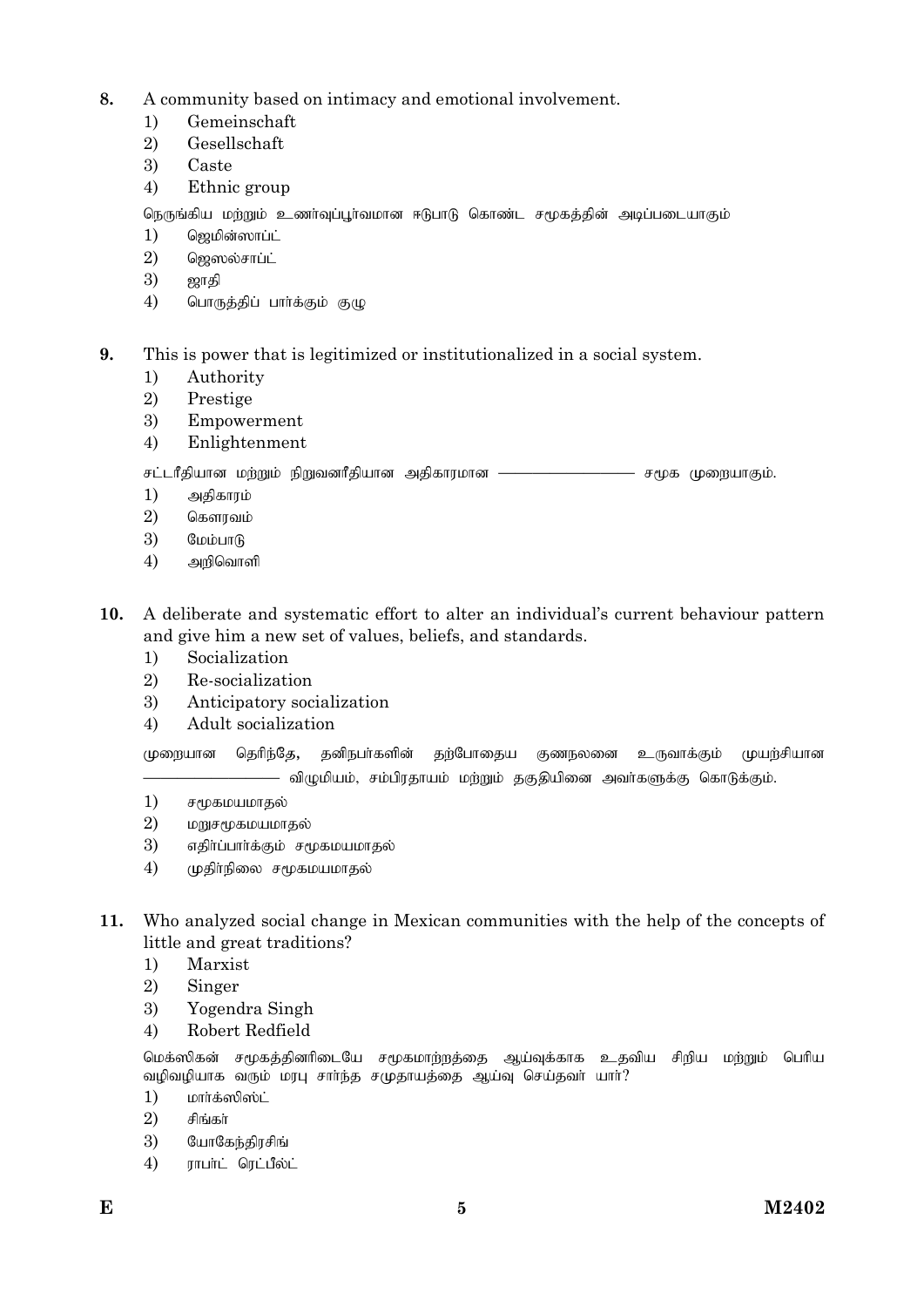8. A community based on intimacy and emotional involvement.
   1) Gemeinschaft
   2) Gesellschaft
   3) Caste
   4) Ethnic group

   நெருங்கிய மற்றும் உணர்வுப்பூர்வமான ஈடுபாடு கொண்ட சமூகத்தின் அடிப்படையாகும்
   1) ஜெமின்ஸாப்ட்
   2) ஜெஸல்சாப்ட்
   3) ஜாதி
   4) பொருத்திப் பார்க்கும் குழு

9. This is power that is legitimized or institutionalized in a social system.
   1) Authority
   2) Prestige
   3) Empowerment
   4) Enlightenment

   சட்டரீதியான மற்றும் நிறுவனரீதியான அதிகாரமான —————————— சமூக முறையாகும்.
   1) அதிகாரம்
   2) கௌரவம்
   3) மேம்பாடு
   4) அறிவொளி

10. A deliberate and systematic effort to alter an individual's current behaviour pattern and give him a new set of values, beliefs, and standards.
    1) Socialization
    2) Re-socialization
    3) Anticipatory socialization
    4) Adult socialization

    முறையான தெரிந்தே, தனிநபர்களின் தற்போதைய குணநலனை உருவாக்கும் முயற்சியான —————————— விழுமியம், சம்பிரதாயம் மற்றும் தகுதியினை அவர்களுக்கு கொடுக்கும்.
    1) சமூகமயமாதல்
    2) மறுசமூகமயமாதல்
    3) எதிர்ப்பார்க்கும் சமூகமயமாதல்
    4) முதிர்நிலை சமூகமயமாதல்

11. Who analyzed social change in Mexican communities with the help of the concepts of little and great traditions?
    1) Marxist
    2) Singer
    3) Yogendra Singh
    4) Robert Redfield

    மெக்ஸிகன் சமூகத்தினரிடையே சமூகமாற்றத்தை ஆய்வுக்காக உதவிய சிறிய மற்றும் பெரிய வழிவழியாக வரும் மரபு சார்ந்த சமுதாயத்தை ஆய்வு செய்தவர் யார்?
    1) மார்க்ஸிஸ்ட்
    2) சிங்கர்
    3) யோகேந்திரசிங்
    4) ராபர்ட் ரெட்பீல்ட்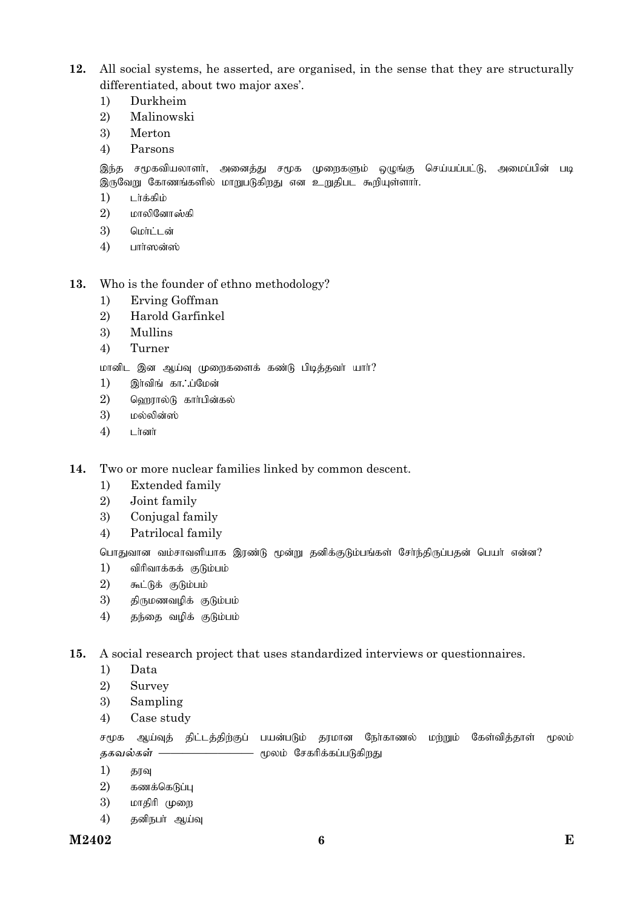12. All social systems, he asserted, are organised, in the sense that they are structurally differentiated, about two major axes'.
    1) Durkheim
    2) Malinowski
    3) Merton
    4) Parsons

    இந்த சமூகவியலாளர், அனைத்து சமூக முறைகளும் ஒழுங்கு செய்யப்பட்டு, அமைப்பின் படி இருவேறு கோணங்களில் மாறுபடுகிறது என உறுதிபட கூறியுள்ளார்.
    1) டர்க்கிம்
    2) மாலினோஸ்கி
    3) மெர்ட்டன்
    4) பார்ஸன்ஸ்

13. Who is the founder of ethno methodology?
    1) Erving Goffman
    2) Harold Garfinkel
    3) Mullins
    4) Turner

    மானிட இன ஆய்வு முறைகளைக் கண்டு பிடித்தவர் யார்?
    1) இர்விங் கா.ஃப்மேன்
    2) ஹெரால்டு கார்பின்கல்
    3) மல்லின்ஸ்
    4) டர்னர்

14. Two or more nuclear families linked by common descent.
    1) Extended family
    2) Joint family
    3) Conjugal family
    4) Patrilocal family

    பொதுவான வம்சாவளியாக இரண்டு மூன்று தனிக்குடும்பங்கள் சேர்ந்திருப்பதன் பெயர் என்ன?
    1) விரிவாக்கக் குடும்பம்
    2) கூட்டுக் குடும்பம்
    3) திருமணவழிக் குடும்பம்
    4) தந்தை வழிக் குடும்பம்

15. A social research project that uses standardized interviews or questionnaires.
    1) Data
    2) Survey
    3) Sampling
    4) Case study

    சமூக ஆய்வுத் திட்டத்திற்குப் பயன்படும் தரமான நேர்காணல் மற்றும் கேள்வித்தாள் மூலம் தகவல்கள் —————— மூலம் சேகரிக்கப்படுகிறது
    1) தரவு
    2) கணக்கெடுப்பு
    3) மாதிரி முறை
    4) தனிநபர் ஆய்வு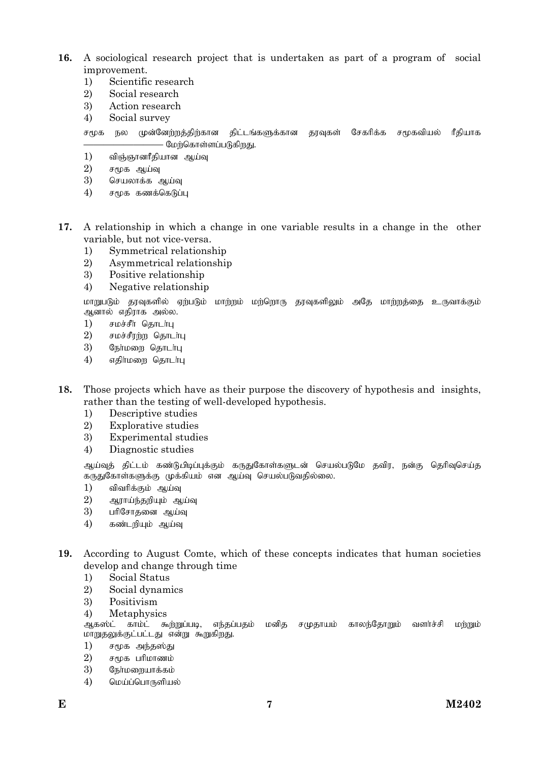**16.** A sociological research project that is undertaken as part of a program of social improvement.

1) Scientific research
2) Social research
3) Action research
4) Social survey

சமூக நல முன்னேற்றத்திற்கான திட்டங்களுக்கான தரவுகள் சேகரிக்க சமூகவியல் ரீதியாக —————————— மேற்கொள்ளப்படுகிறது.

1) விஞ்ஞானரீதியான ஆய்வு
2) சமூக ஆய்வு
3) செயலாக்க ஆய்வு
4) சமூக கணக்கெடுப்பு

**17.** A relationship in which a change in one variable results in a change in the other variable, but not vice-versa.

1) Symmetrical relationship
2) Asymmetrical relationship
3) Positive relationship
4) Negative relationship

மாறுபடும் தரவுகளில் ஏற்படும் மாற்றம் மற்றொரு தரவுகளிலும் அதே மாற்றத்தை உருவாக்கும் ஆனால் எதிராக அல்ல.

1) சமச்சீர் தொடர்பு
2) சமச்சீரற்ற தொடர்பு
3) நேர்மறை தொடர்பு
4) எதிர்மறை தொடர்பு

**18.** Those projects which have as their purpose the discovery of hypothesis and insights, rather than the testing of well-developed hypothesis.

1) Descriptive studies
2) Explorative studies
3) Experimental studies
4) Diagnostic studies

ஆய்வுத் திட்டம் கண்டுபிடிப்புக்கும் கருதுகோள்களுடன் செயல்படுமே தவிர, நன்கு தெரிவுசெய்த கருதுகோள்களுக்கு முக்கியம் என ஆய்வு செயல்படுவதில்லை.

1) விவரிக்கும் ஆய்வு
2) ஆராய்ந்தறியும் ஆய்வு
3) பரிசோதனை ஆய்வு
4) கண்டறியும் ஆய்வு

**19.** According to August Comte, which of these concepts indicates that human societies develop and change through time

1) Social Status
2) Social dynamics
3) Positivism
4) Metaphysics

ஆகஸ்ட் காம்ட் கூற்றுப்படி, எந்தப்பதம் மனித சமுதாயம் காலந்தோறும் வளர்ச்சி மற்றும் மாறுதலுக்குட்பட்டது என்று கூறுகிறது.

1) சமூக அந்தஸ்து
2) சமூக பரிமாணம்
3) நேர்மறையாக்கம்
4) மெய்ப்பொருளியல்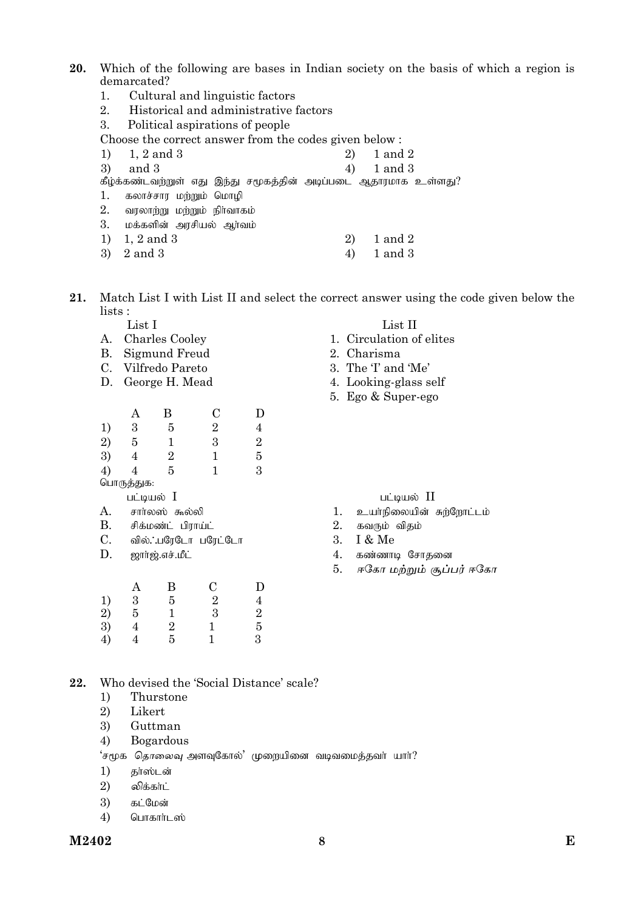**20.** Which of the following are bases in Indian society on the basis of which a region is demarcated?

1. Cultural and linguistic factors
2. Historical and administrative factors
3. Political aspirations of people

Choose the correct answer from the codes given below :

1) 1, 2 and 3 2) 1 and 2
3) and 3 4) 1 and 3

கீழ்க்கண்டவற்றுள் எது இந்து சமூகத்தின் அடிப்படை ஆதாரமாக உள்ளது?

1. கலாச்சார மற்றும் மொழி
2. வரலாற்று மற்றும் நிர்வாகம்
3. மக்களின் அரசியல் ஆர்வம்

1) 1, 2 and 3 2) 1 and 2
3) 2 and 3 4) 1 and 3

**21.** Match List I with List II and select the correct answer using the code given below the lists :

| List I | List II |
|---|---|
| A. Charles Cooley | 1. Circulation of elites |
| B. Sigmund Freud | 2. Charisma |
| C. Vilfredo Pareto | 3. The 'I' and 'Me' |
| D. George H. Mead | 4. Looking-glass self |
| | 5. Ego & Super-ego |

| | A | B | C | D |
|---|---|---|---|---|
| 1) | 3 | 5 | 2 | 4 |
| 2) | 5 | 1 | 3 | 2 |
| 3) | 4 | 2 | 1 | 5 |
| 4) | 4 | 5 | 1 | 3 |

பொருத்துக:

| பட்டியல் I | பட்டியல் II |
|---|---|
| A. சார்லஸ் கூலி | 1. உயர்நிலையின் சுற்றோட்டம் |
| B. சிக்மண்ட் பிராய்ட் | 2. கவரும் விதம் |
| C. வில்ஃபரேடோ பரேட்டோ | 3. I & Me |
| D. ஜார்ஜ்.எச்.மீட் | 4. கண்ணாடி சோதனை |
| | 5. ஈகோ மற்றும் சூப்பர் ஈகோ |

| | A | B | C | D |
|---|---|---|---|---|
| 1) | 3 | 5 | 2 | 4 |
| 2) | 5 | 1 | 3 | 2 |
| 3) | 4 | 2 | 1 | 5 |
| 4) | 4 | 5 | 1 | 3 |

**22.** Who devised the 'Social Distance' scale?

1) Thurstone
2) Likert
3) Guttman
4) Bogardous

'சமூக தொலைவு அளவுகோல்' முறையினை வடிவமைத்தவர் யார்?

1) தர்ஸ்டன்
2) லிக்கர்ட்
3) கட்மேன்
4) பொகார்டஸ்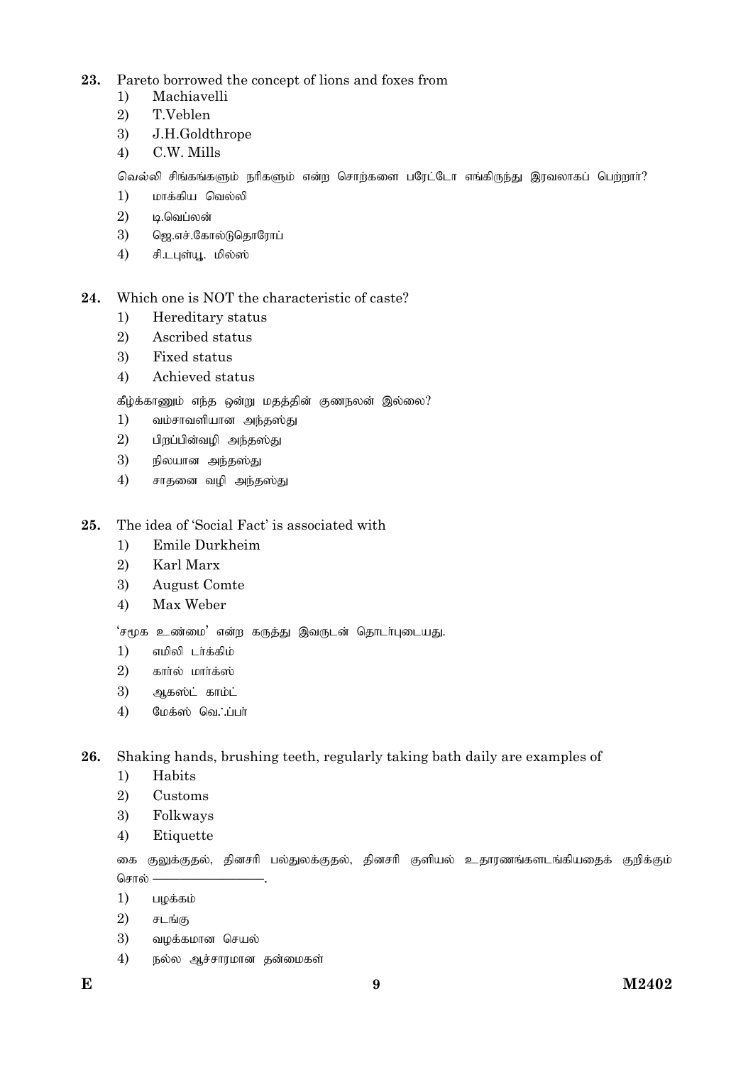23. Pareto borrowed the concept of lions and foxes from
    1) Machiavelli
    2) T.Veblen
    3) J.H.Goldthrope
    4) C.W. Mills

    வெல்லி சிங்கங்களும் நரிகளும் என்ற சொற்களை பரேட்டோ எங்கிருந்து இரவலாகப் பெற்றார்?
    1) மாக்கிய வெல்லி
    2) டி.வெப்லன்
    3) ஜெ.எச்.கோல்டுதொரோப்
    4) சி.டபுள்யூ. மில்ஸ்

24. Which one is NOT the characteristic of caste?
    1) Hereditary status
    2) Ascribed status
    3) Fixed status
    4) Achieved status

    கீழ்க்காணும் எந்த ஒன்று மதத்தின் குணநலன் இல்லை?
    1) வம்சாவளியான அந்தஸ்து
    2) பிறப்பின்வழி அந்தஸ்து
    3) நிலயான அந்தஸ்து
    4) சாதனை வழி அந்தஸ்து

25. The idea of 'Social Fact' is associated with
    1) Emile Durkheim
    2) Karl Marx
    3) August Comte
    4) Max Weber

    'சமூக உண்மை' என்ற கருத்து இவருடன் தொடர்புடையது.
    1) எமிலி டர்க்கிம்
    2) கார்ல் மார்க்ஸ்
    3) ஆகஸ்ட் காம்ட்
    4) மேக்ஸ் வெ.ஃப்பர்

26. Shaking hands, brushing teeth, regularly taking bath daily are examples of
    1) Habits
    2) Customs
    3) Folkways
    4) Etiquette

    கை குலுக்குதல், தினசரி பல்துலக்குதல், தினசரி குளியல் உதாரணங்களடங்கியதைக் குறிக்கும் சொல் ——————.
    1) பழக்கம்
    2) சடங்கு
    3) வழக்கமான செயல்
    4) நல்ல ஆச்சாரமான தன்மைகள்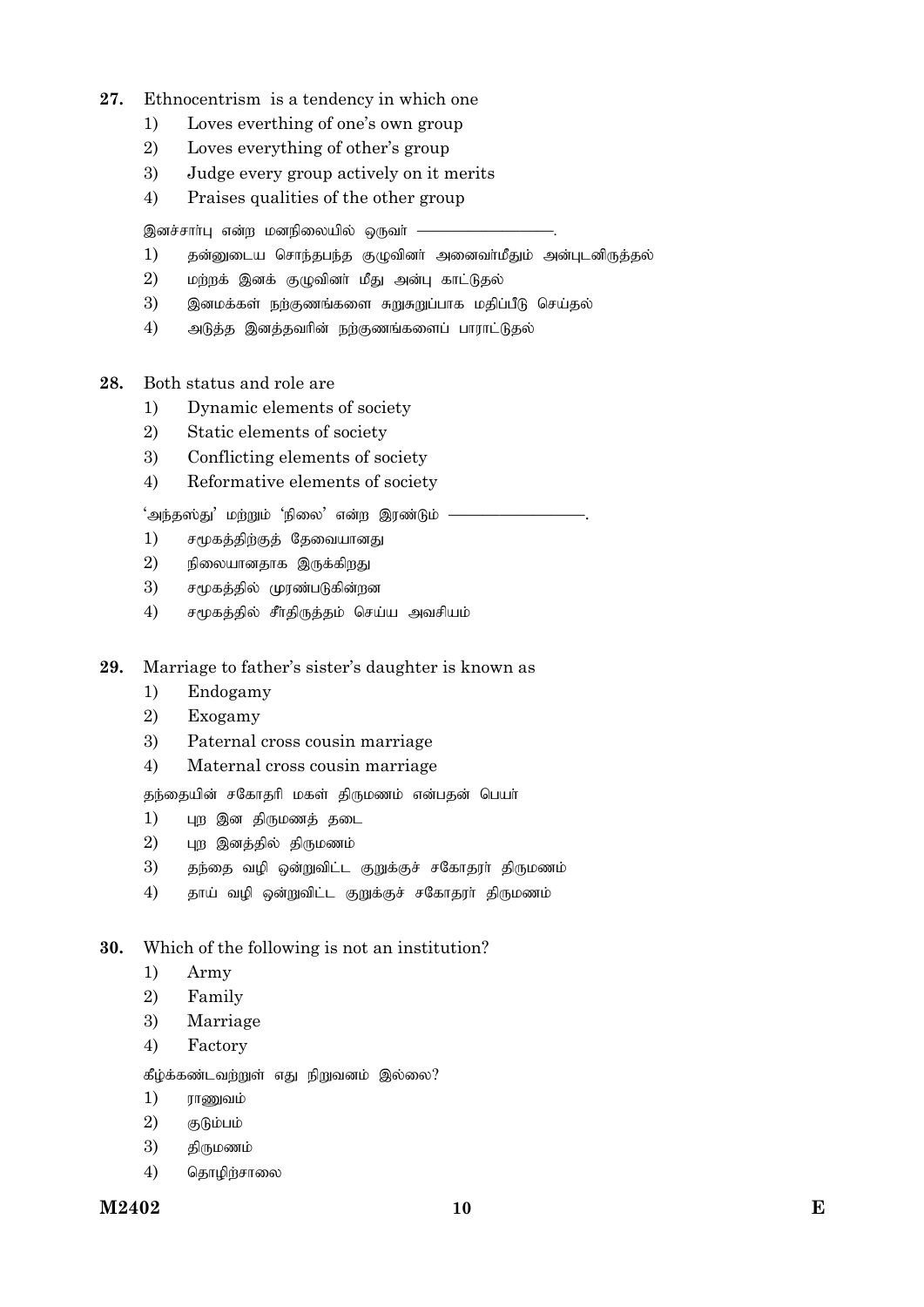27. Ethnocentrism is a tendency in which one
    1) Loves everthing of one's own group
    2) Loves everything of other's group
    3) Judge every group actively on it merits
    4) Praises qualities of the other group

    இனச்சார்பு என்ற மனநிலையில் ஒருவர் ————————.
    1) தன்னுடைய சொந்தபந்த குழுவினர் அனைவர்மீதும் அன்புடனிருத்தல்
    2) மற்றக் இனக் குழுவினர் மீது அன்பு காட்டுதல்
    3) இனமக்கள் நற்குணங்களை சுறுசுறுப்பாக மதிப்பீடு செய்தல்
    4) அடுத்த இனத்தவரின் நற்குணங்களைப் பாராட்டுதல்

28. Both status and role are
    1) Dynamic elements of society
    2) Static elements of society
    3) Conflicting elements of society
    4) Reformative elements of society

    'அந்தஸ்து' மற்றும் 'நிலை' என்ற இரண்டும் ————————.
    1) சமூகத்திற்குத் தேவையானது
    2) நிலையானதாக இருக்கிறது
    3) சமூகத்தில் முரண்படுகின்றன
    4) சமூகத்தில் சீர்திருத்தம் செய்ய அவசியம்

29. Marriage to father's sister's daughter is known as
    1) Endogamy
    2) Exogamy
    3) Paternal cross cousin marriage
    4) Maternal cross cousin marriage

    தந்தையின் சகோதரி மகள் திருமணம் என்பதன் பெயர்
    1) புற இன திருமணத் தடை
    2) புற இனத்தில் திருமணம்
    3) தந்தை வழி ஒன்றுவிட்ட குறுக்குச் சகோதரர் திருமணம்
    4) தாய் வழி ஒன்றுவிட்ட குறுக்குச் சகோதரர் திருமணம்

30. Which of the following is not an institution?
    1) Army
    2) Family
    3) Marriage
    4) Factory

    கீழ்க்கண்டவற்றுள் எது நிறுவனம் இல்லை?
    1) ராணுவம்
    2) குடும்பம்
    3) திருமணம்
    4) தொழிற்சாலை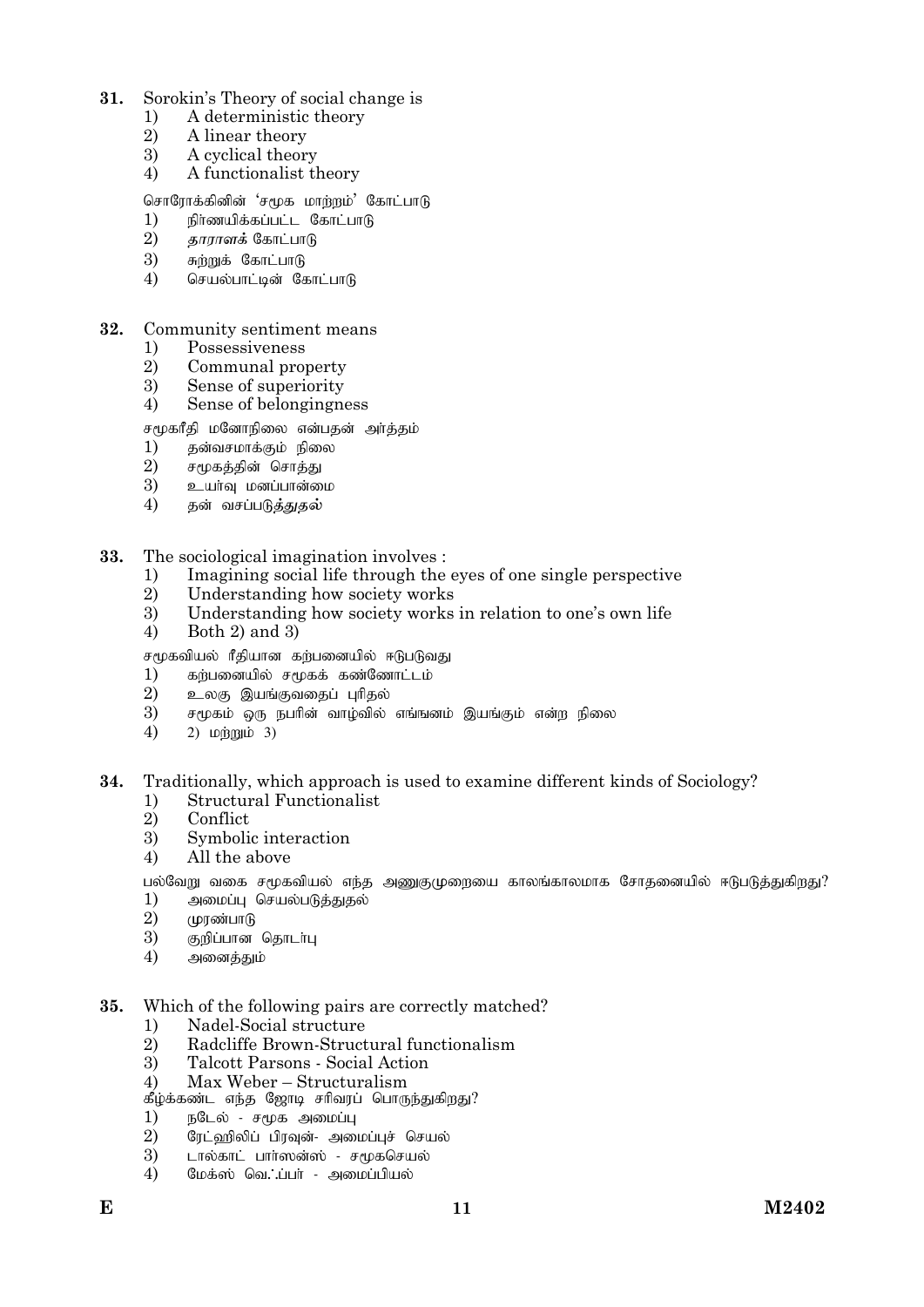**31.** Sorokin's Theory of social change is

1) A deterministic theory
2) A linear theory
3) A cyclical theory
4) A functionalist theory

சொரோக்கினின் 'சமூக மாற்றம்' கோட்பாடு

1) நிர்ணயிக்கப்பட்ட கோட்பாடு
2) *தாராளக்* கோட்பாடு
3) சுற்றுக் கோட்பாடு
4) செயல்பாட்டின் கோட்பாடு

**32.** Community sentiment means

1) Possessiveness
2) Communal property
3) Sense of superiority
4) Sense of belongingness

சமூகரீதி மனோநிலை என்பதன் அர்த்தம்

1) தன்வசமாக்கும் நிலை
2) சமூகத்தின் சொத்து
3) உயர்வு மனப்பான்மை
4) தன் வசப்படுத்*துதல்*

**33.** The sociological imagination involves :

1) Imagining social life through the eyes of one single perspective
2) Understanding how society works
3) Understanding how society works in relation to one's own life
4) Both 2) and 3)

சமூகவியல் ரீதியான கற்பனையில் ஈடுபடுவது

1) கற்பனையில் சமூகக் கண்ணோட்டம்
2) உலகு இயங்குவதைப் புரிதல்
3) சமூகம் ஒரு நபரின் வாழ்வில் எங்ஙனம் இயங்கும் என்ற நிலை
4) 2) மற்றும் 3)

**34.** Traditionally, which approach is used to examine different kinds of Sociology?

1) Structural Functionalist
2) Conflict
3) Symbolic interaction
4) All the above

பல்வேறு வகை சமூகவியல் எந்த அணுகுமுறையை காலங்காலமாக சோதனையில் ஈடுபடுத்துகிறது?

1) அமைப்பு செயல்படுத்துதல்
2) முரண்பாடு
3) குறிப்பான தொடர்பு
4) அனைத்தும்

**35.** Which of the following pairs are correctly matched?

1) Nadel-Social structure
2) Radcliffe Brown-Structural functionalism
3) Talcott Parsons - Social Action
4) Max Weber – Structuralism

கீழ்க்கண்ட எந்த ஜோடி சரிவரப் பொருந்துகிறது?

1) நடேல் - சமூக அமைப்பு
2) ரேட்ஹிலிப் பிரவுன்- அமைப்புச் செயல்
3) டால்காட் பார்ஸன்ஸ் - சமூகசெயல்
4) மேக்ஸ் வெஃப்பர் - அமைப்பியல்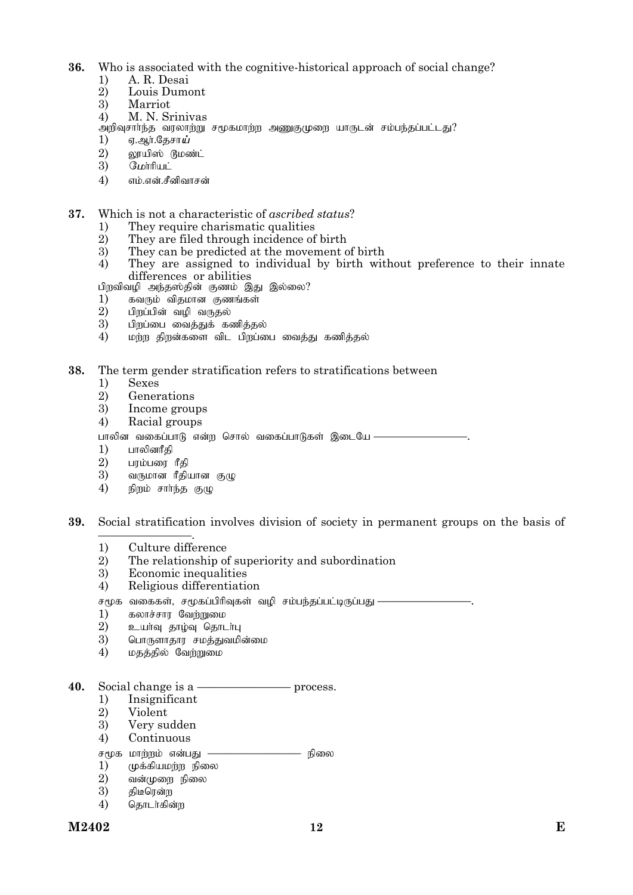36. Who is associated with the cognitive-historical approach of social change?
   1) A. R. Desai
   2) Louis Dumont
   3) Marriot
   4) M. N. Srinivas

   அறிவுசார்ந்த வரலாற்று சமூகமாற்ற அணுகுமுறை யாருடன் சம்பந்தப்பட்டது?
   1) ஏ.ஆர்.தேசாய்
   2) லூயிஸ் டுமண்ட்
   3) மேரியட்
   4) எம்.என்.சீனிவாசன்

37. Which is not a characteristic of *ascribed status*?
   1) They require charismatic qualities
   2) They are filed through incidence of birth
   3) They can be predicted at the movement of birth
   4) They are assigned to individual by birth without preference to their innate differences or abilities

   பிறவிவழி அந்தஸ்தின் குணம் இது இல்லை?
   1) கவரும் விதமான குணங்கள்
   2) பிறப்பின் வழி வருதல்
   3) பிறப்பை வைத்துக் கணித்தல்
   4) மற்ற திறன்களை விட பிறப்பை வைத்து கணித்தல்

38. The term gender stratification refers to stratifications between
   1) Sexes
   2) Generations
   3) Income groups
   4) Racial groups

   பாலின வகைப்பாடு என்ற சொல் வகைப்பாடுகள் இடையே ————————.
   1) பாலினரீதி
   2) பரம்பரை ரீதி
   3) வருமான ரீதியான குழு
   4) நிறம் சார்ந்த குழு

39. Social stratification involves division of society in permanent groups on the basis of ————————.
   1) Culture difference
   2) The relationship of superiority and subordination
   3) Economic inequalities
   4) Religious differentiation

   சமூக வகைகள், சமூகப்பிரிவுகள் வழி சம்பந்தப்பட்டிருப்பது ————————.
   1) கலாச்சார வேற்றுமை
   2) உயர்வு தாழ்வு தொடர்பு
   3) பொருளாதார சமத்துவமின்மை
   4) மதத்தில் வேற்றுமை

40. Social change is a ———————— process.
   1) Insignificant
   2) Violent
   3) Very sudden
   4) Continuous

   சமூக மாற்றம் என்பது ———————— நிலை
   1) முக்கியமற்ற நிலை
   2) வன்முறை நிலை
   3) திடீரென்ற
   4) தொடர்கின்ற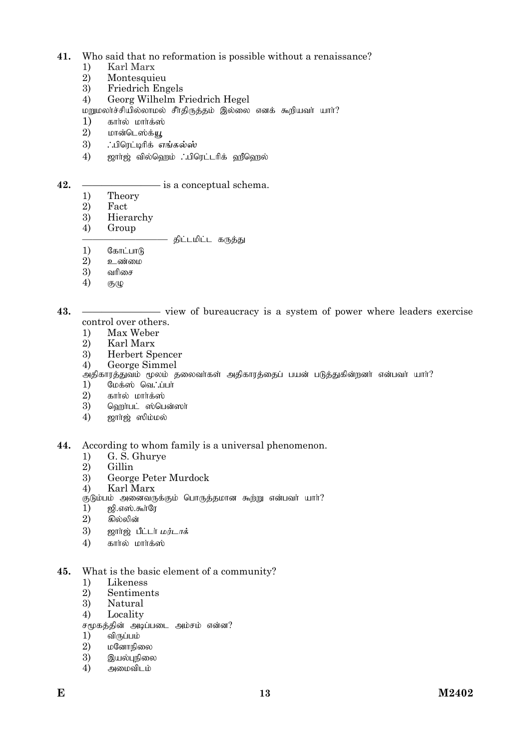41. Who said that no reformation is possible without a renaissance?
   1) Karl Marx
   2) Montesquieu
   3) Friedrich Engels
   4) Georg Wilhelm Friedrich Hegel

   மறுமலர்ச்சியில்லாமல் சீர்திருத்தம் இல்லை எனக் கூறியவர் யார்?
   1) கார்ல் மார்க்ஸ்
   2) மான்டெஸ்க்யூ
   3) ∴பிரெட்டிரிக் எங்கல்ஸ்
   4) ஜார்ஜ் வில்ஹெம் ∴பிரெட்டரிக் ஹீஹெல்

42. ———————— is a conceptual schema.
   1) Theory
   2) Fact
   3) Hierarchy
   4) Group

   ———————— திட்டமிட்ட கருத்து
   1) கோட்பாடு
   2) உண்மை
   3) வரிசை
   4) குழு

43. ———————— view of bureaucracy is a system of power where leaders exercise control over others.
   1) Max Weber
   2) Karl Marx
   3) Herbert Spencer
   4) George Simmel

   அதிகாரத்துவம் மூலம் தலைவர்கள் அதிகாரத்தைப் பயன் படுத்துகின்றனர் என்பவர் யார்?
   1) மேக்ஸ் வெ∴ப்பர்
   2) கார்ல் மார்க்ஸ்
   3) ஹெர்பட் ஸ்பென்ஸர்
   4) ஜார்ஜ் ஸிம்மல்

44. According to whom family is a universal phenomenon.
   1) G. S. Ghurye
   2) Gillin
   3) George Peter Murdock
   4) Karl Marx

   குடும்பம் அனைவருக்கும் பொருத்தமான கூற்று என்பவர் யார்?
   1) ஜி.எஸ்.கூர்ரே
   2) கில்லின்
   3) ஜார்ஜ் பீட்டர் மர்டாக்
   4) கார்ல் மார்க்ஸ்

45. What is the basic element of a community?
   1) Likeness
   2) Sentiments
   3) Natural
   4) Locality

   சமூகத்தின் அடிப்படை அம்சம் என்ன?
   1) விருப்பம்
   2) மனோநிலை
   3) இயல்புநிலை
   4) அமைவிடம்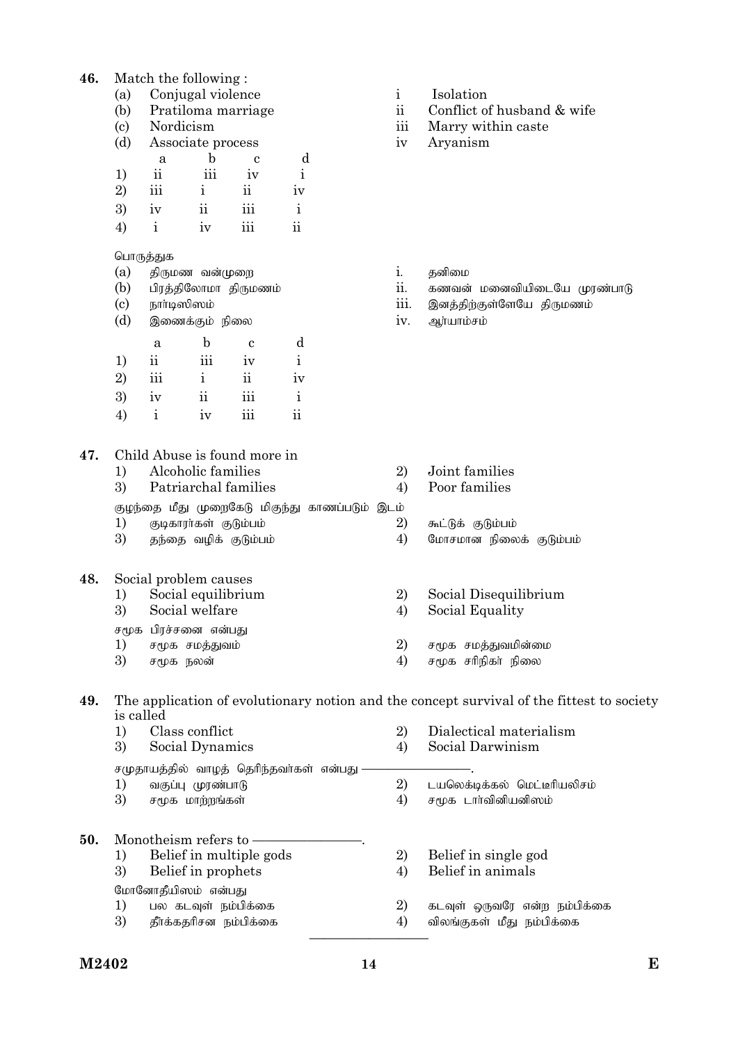**46.** Match the following :

(a) Conjugal violence — i Isolation

(b) Pratiloma marriage — ii Conflict of husband & wife

(c) Nordicism — iii Marry within caste

(d) Associate process — iv Aryanism

| | a | b | c | d |
|---|---|---|---|---|
| 1) | ii | iii | iv | i |
| 2) | iii | i | ii | iv |
| 3) | iv | ii | iii | i |
| 4) | i | iv | iii | ii |

பொருத்துக

(a) திருமண வன்முறை — i. தனிமை

(b) பிரத்திலோமா திருமணம் — ii. கணவன் மனைவியிடையே முரண்பாடு

(c) நார்டிஸிஸம் — iii. இனத்திற்குள்ளேயே திருமணம்

(d) இணைக்கும் நிலை — iv. ஆர்யாம்சம்

| | a | b | c | d |
|---|---|---|---|---|
| 1) | ii | iii | iv | i |
| 2) | iii | i | ii | iv |
| 3) | iv | ii | iii | i |
| 4) | i | iv | iii | ii |

**47.** Child Abuse is found more in

1) Alcoholic families
2) Joint families
3) Patriarchal families
4) Poor families

குழந்தை மீது முறைகேடு மிகுந்து காணப்படும் இடம்

1) குடிகாரர்கள் குடும்பம்
2) கூட்டுக் குடும்பம்
3) தந்தை வழிக் குடும்பம்
4) மோசமான நிலைக் குடும்பம்

**48.** Social problem causes

1) Social equilibrium
2) Social Disequilibrium
3) Social welfare
4) Social Equality

சமூக பிரச்சனை என்பது

1) சமூக சமத்துவம்
2) சமூக சமத்துவமின்மை
3) சமூக நலன்
4) சமூக சரிநிகர் நிலை

**49.** The application of evolutionary notion and the concept survival of the fittest to society is called

1) Class conflict
2) Dialectical materialism
3) Social Dynamics
4) Social Darwinism

சமுதாயத்தில் வாழத் தெரிந்தவர்கள் என்பது ————————.

1) வகுப்பு முரண்பாடு
2) டயலெக்டிக்கல் மெட்டீரியலிசம்
3) சமூக மாற்றங்கள்
4) சமூக டார்வினியனிஸம்

**50.** Monotheism refers to ————————.

1) Belief in multiple gods
2) Belief in single god
3) Belief in prophets
4) Belief in animals

மோனோதீயிஸம் என்பது

1) பல கடவுள் நம்பிக்கை
2) கடவுள் ஒருவரே என்ற நம்பிக்கை
3) தீர்க்கதரிசன நம்பிக்கை
4) விலங்குகள் மீது நம்பிக்கை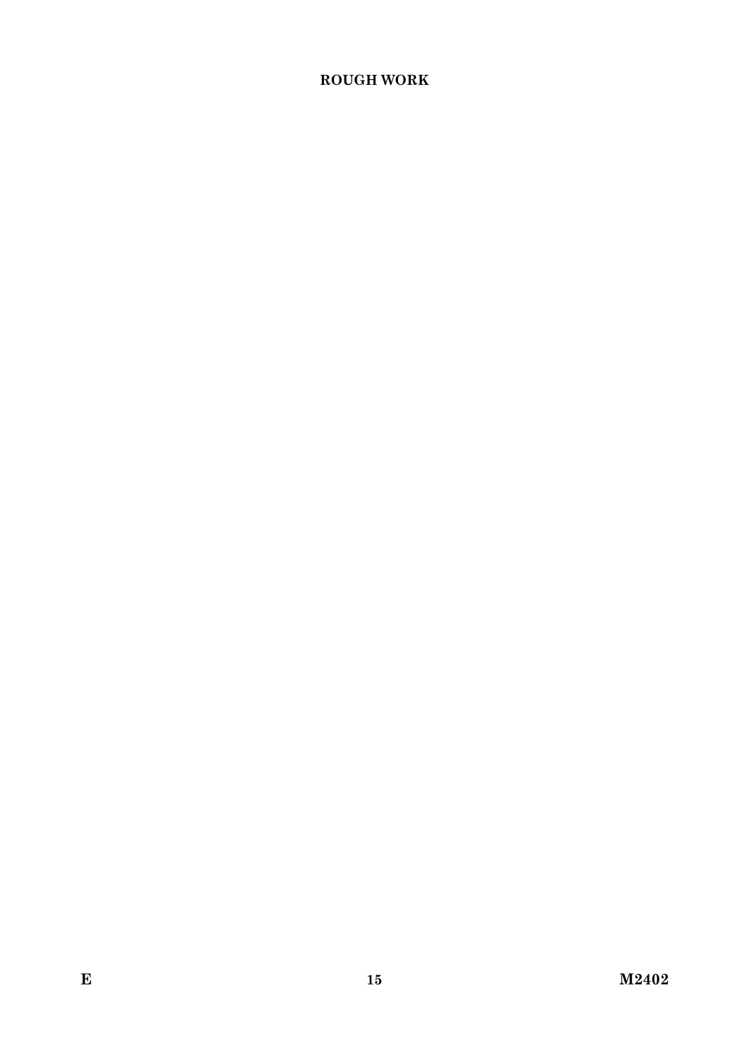## ROUGH WORK